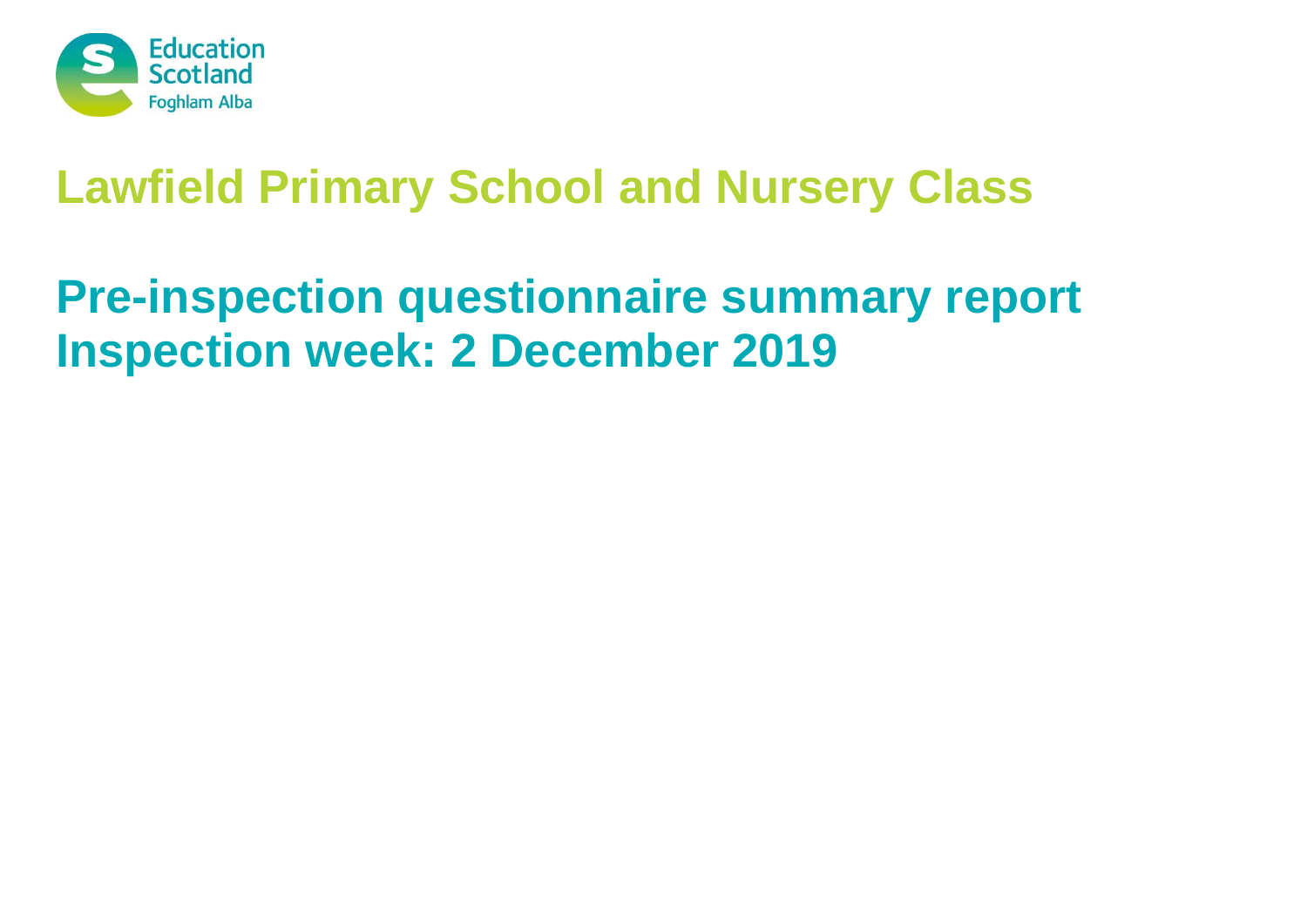Education Scotland
Foghlam Alba

# Lawfield Primary School and Nursery Class

## Pre-inspection questionnaire summary report
## Inspection week: 2 December 2019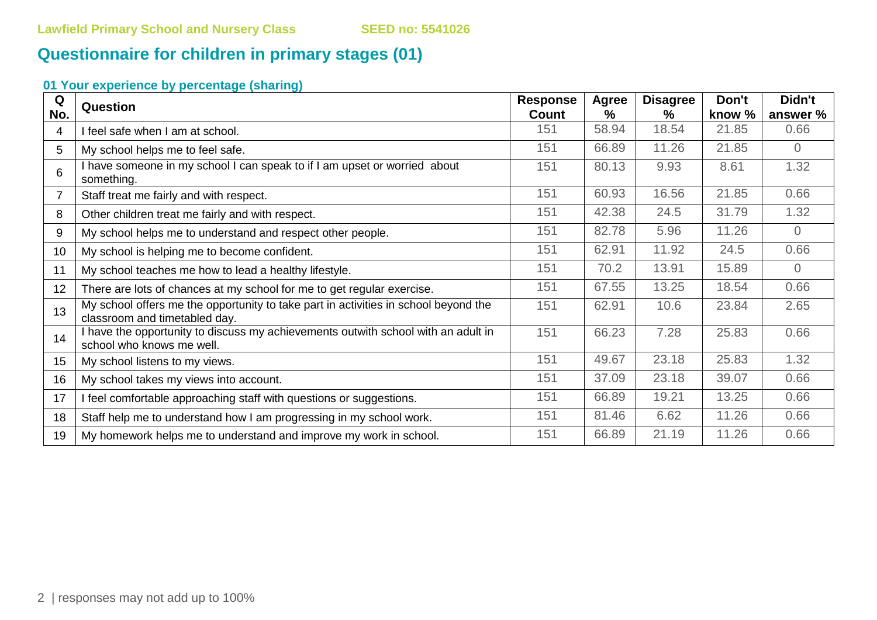Lawfield Primary School and Nursery Class SEED no: 5541026

# Questionnaire for children in primary stages (01)

### 01 Your experience by percentage (sharing)

| Q No. | Question | Response Count | Agree % | Disagree % | Don't know % | Didn't answer % |
|---|---|---|---|---|---|---|
| 4 | I feel safe when I am at school. | 151 | 58.94 | 18.54 | 21.85 | 0.66 |
| 5 | My school helps me to feel safe. | 151 | 66.89 | 11.26 | 21.85 | 0 |
| 6 | I have someone in my school I can speak to if I am upset or worried about something. | 151 | 80.13 | 9.93 | 8.61 | 1.32 |
| 7 | Staff treat me fairly and with respect. | 151 | 60.93 | 16.56 | 21.85 | 0.66 |
| 8 | Other children treat me fairly and with respect. | 151 | 42.38 | 24.5 | 31.79 | 1.32 |
| 9 | My school helps me to understand and respect other people. | 151 | 82.78 | 5.96 | 11.26 | 0 |
| 10 | My school is helping me to become confident. | 151 | 62.91 | 11.92 | 24.5 | 0.66 |
| 11 | My school teaches me how to lead a healthy lifestyle. | 151 | 70.2 | 13.91 | 15.89 | 0 |
| 12 | There are lots of chances at my school for me to get regular exercise. | 151 | 67.55 | 13.25 | 18.54 | 0.66 |
| 13 | My school offers me the opportunity to take part in activities in school beyond the classroom and timetabled day. | 151 | 62.91 | 10.6 | 23.84 | 2.65 |
| 14 | I have the opportunity to discuss my achievements outwith school with an adult in school who knows me well. | 151 | 66.23 | 7.28 | 25.83 | 0.66 |
| 15 | My school listens to my views. | 151 | 49.67 | 23.18 | 25.83 | 1.32 |
| 16 | My school takes my views into account. | 151 | 37.09 | 23.18 | 39.07 | 0.66 |
| 17 | I feel comfortable approaching staff with questions or suggestions. | 151 | 66.89 | 19.21 | 13.25 | 0.66 |
| 18 | Staff help me to understand how I am progressing in my school work. | 151 | 81.46 | 6.62 | 11.26 | 0.66 |
| 19 | My homework helps me to understand and improve my work in school. | 151 | 66.89 | 21.19 | 11.26 | 0.66 |

responses may not add up to 100%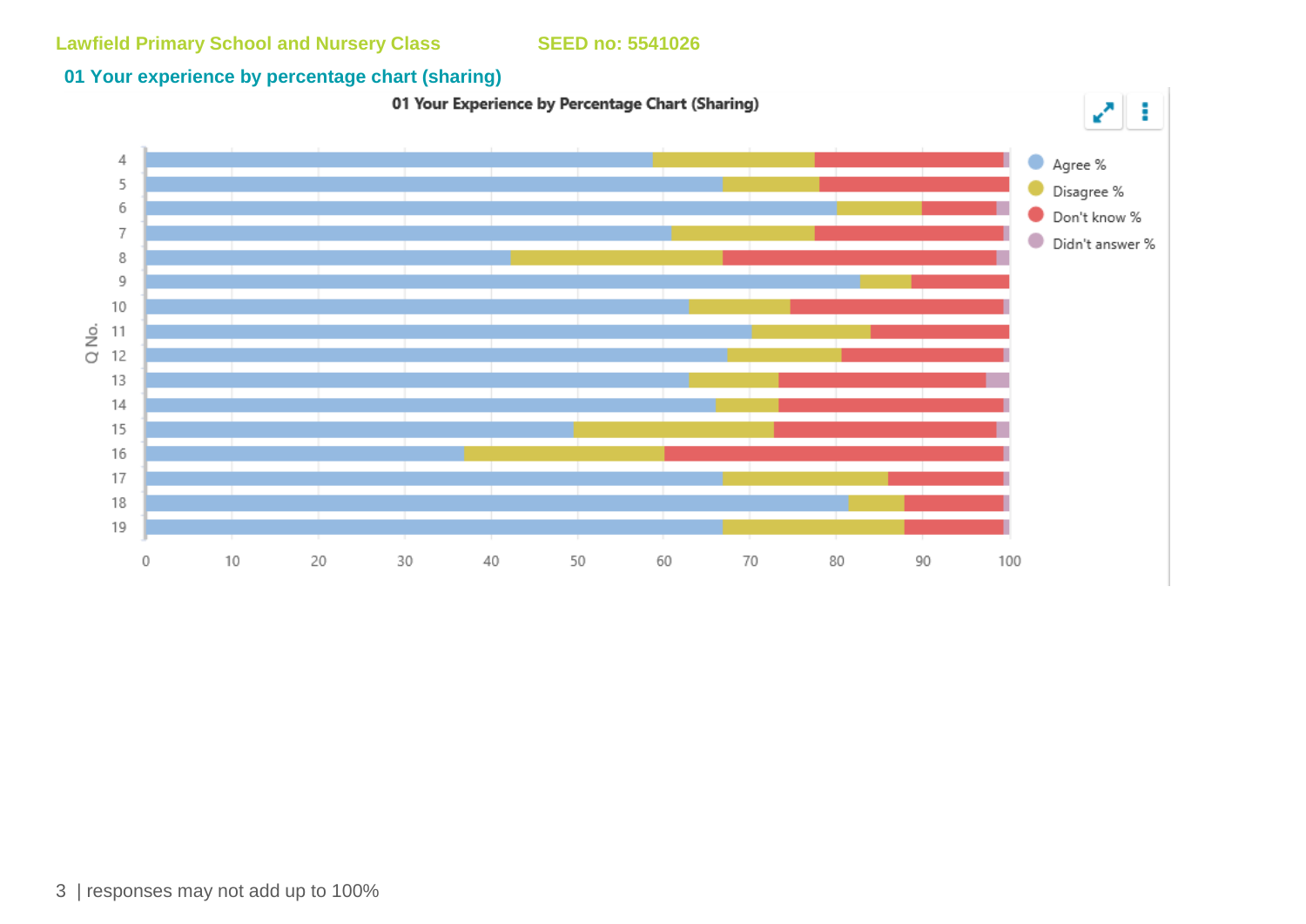Lawfield Primary School and Nursery Class SEED no: 5541026

## 01 Your experience by percentage chart (sharing)

01 Your Experience by Percentage Chart (Sharing)

| Q No. | Agree % | Disagree % | Don't know % | Didn't answer % |
|---|---|---|---|---|
| 4 | | | | |
| 5 | | | | |
| 6 | | | | |
| 7 | | | | |
| 8 | | | | |
| 9 | | | | |
| 10 | | | | |
| 11 | | | | |
| 12 | | | | |
| 13 | | | | |
| 14 | | | | |
| 15 | | | | |
| 16 | | | | |
| 17 | | | | |
| 18 | | | | |
| 19 | | | | |

| responses may not add up to 100%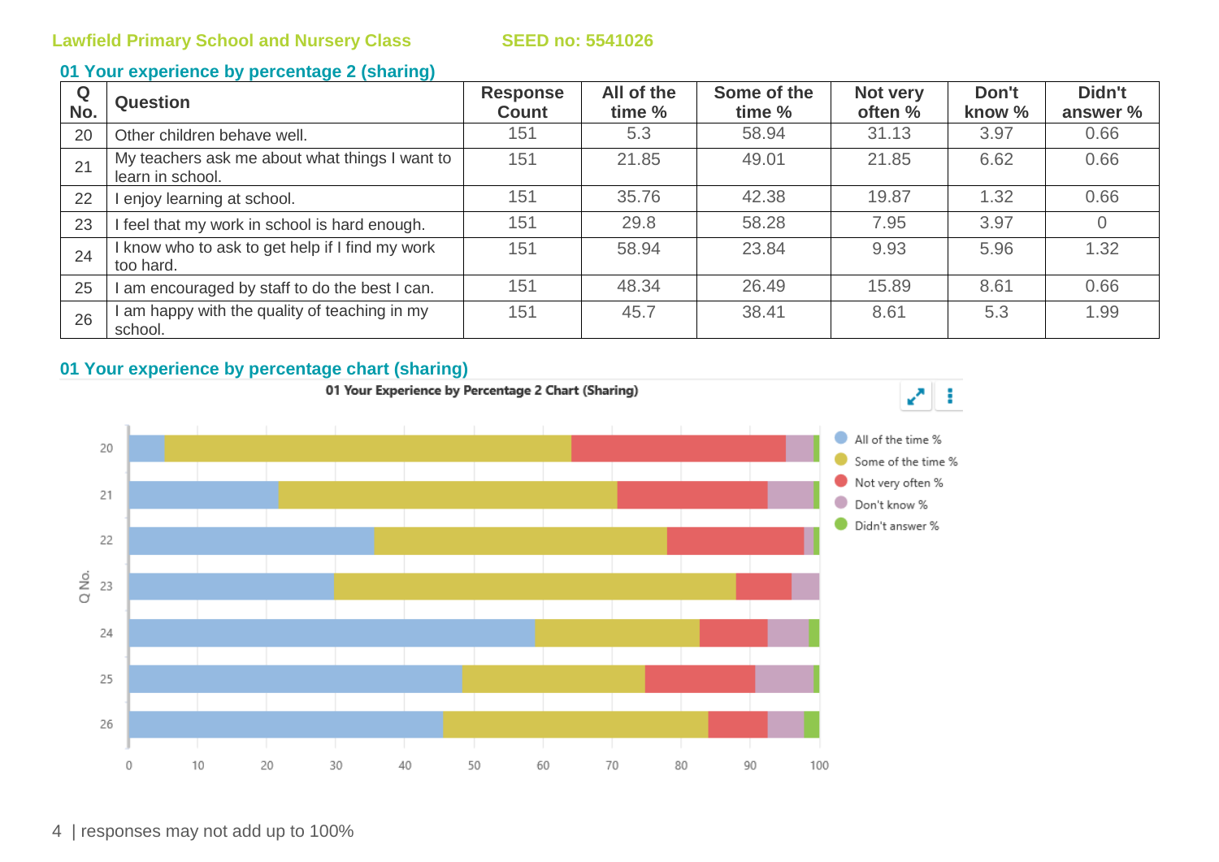**Lawfield Primary School and Nursery Class** **SEED no: 5541026**

## 01 Your experience by percentage 2 (sharing)

| Q No. | Question | Response Count | All of the time % | Some of the time % | Not very often % | Don't know % | Didn't answer % |
|---|---|---|---|---|---|---|---|
| 20 | Other children behave well. | 151 | 5.3 | 58.94 | 31.13 | 3.97 | 0.66 |
| 21 | My teachers ask me about what things I want to learn in school. | 151 | 21.85 | 49.01 | 21.85 | 6.62 | 0.66 |
| 22 | I enjoy learning at school. | 151 | 35.76 | 42.38 | 19.87 | 1.32 | 0.66 |
| 23 | I feel that my work in school is hard enough. | 151 | 29.8 | 58.28 | 7.95 | 3.97 | 0 |
| 24 | I know who to ask to get help if I find my work too hard. | 151 | 58.94 | 23.84 | 9.93 | 5.96 | 1.32 |
| 25 | I am encouraged by staff to do the best I can. | 151 | 48.34 | 26.49 | 15.89 | 8.61 | 0.66 |
| 26 | I am happy with the quality of teaching in my school. | 151 | 45.7 | 38.41 | 8.61 | 5.3 | 1.99 |

## 01 Your experience by percentage chart (sharing)

01 Your Experience by Percentage 2 Chart (Sharing)

responses may not add up to 100%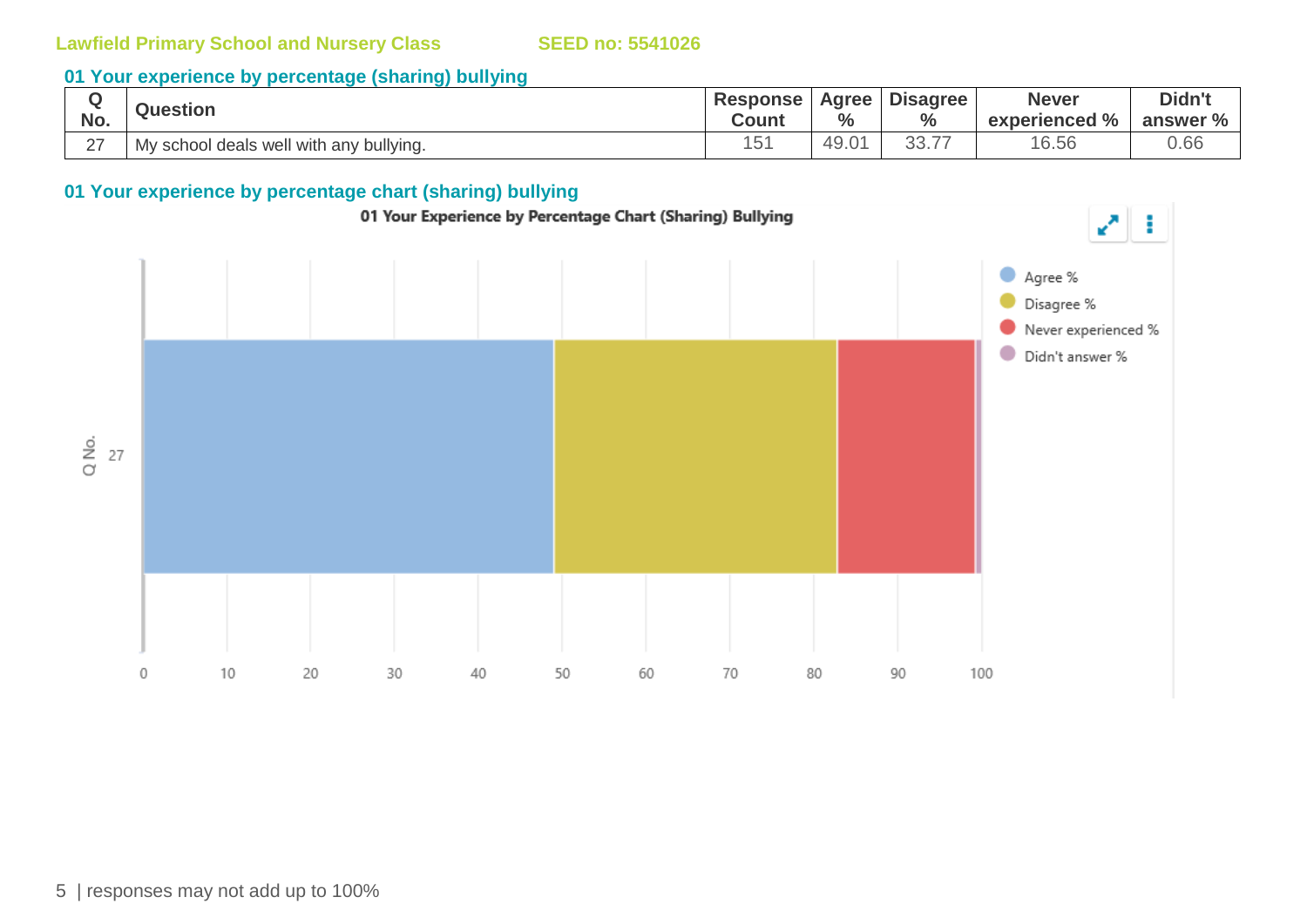Lawfield Primary School and Nursery Class SEED no: 5541026

## 01 Your experience by percentage (sharing) bullying

| Q No. | Question | Response Count | Agree % | Disagree % | Never experienced % | Didn't answer % |
|---|---|---|---|---|---|---|
| 27 | My school deals well with any bullying. | 151 | 49.01 | 33.77 | 16.56 | 0.66 |

## 01 Your experience by percentage chart (sharing) bullying

01 Your Experience by Percentage Chart (Sharing) Bullying

Agree % | Disagree % | Never experienced % | Didn't answer %

Q No. 27

0 10 20 30 40 50 60 70 80 90 100

responses may not add up to 100%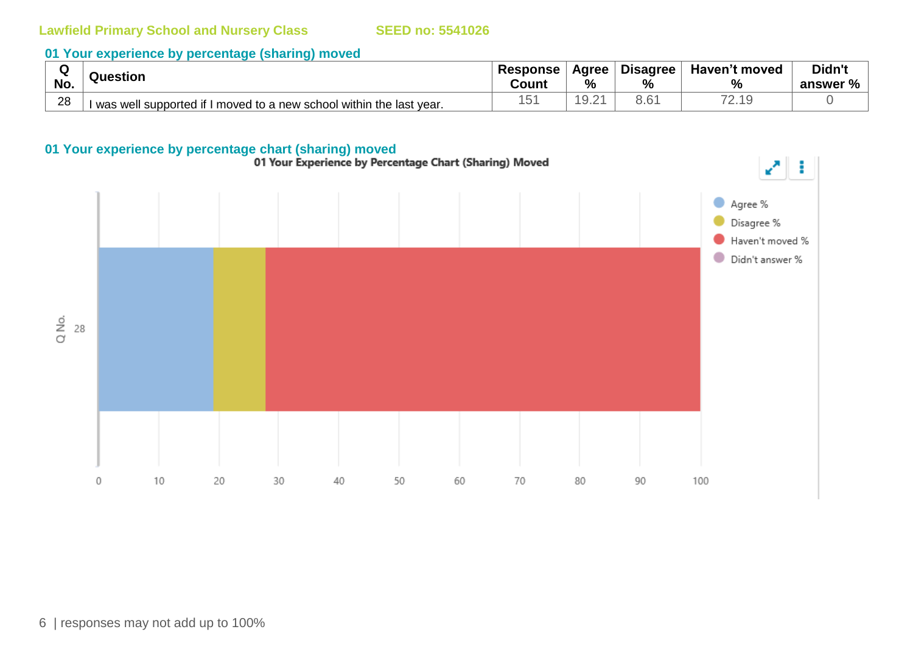Lawfield Primary School and Nursery Class SEED no: 5541026

## 01 Your experience by percentage (sharing) moved

| Q No. | Question | Response Count | Agree % | Disagree % | Haven't moved % | Didn't answer % |
|---|---|---|---|---|---|---|
| 28 | I was well supported if I moved to a new school within the last year. | 151 | 19.21 | 8.61 | 72.19 | 0 |

## 01 Your experience by percentage chart (sharing) moved

01 Your Experience by Percentage Chart (Sharing) Moved

| Q No. | Agree % | Disagree % | Haven't moved % | Didn't answer % |
|---|---|---|---|---|
| 28 | 19.21 | 8.61 | 72.19 | 0 |

responses may not add up to 100%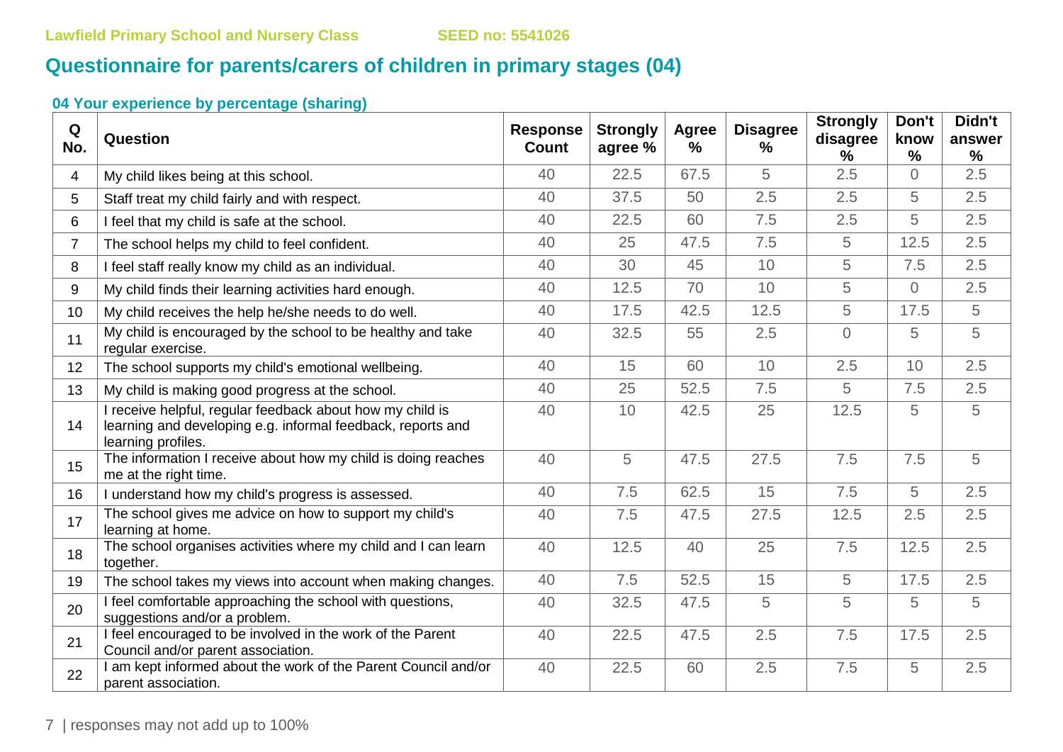Lawfield Primary School and Nursery Class SEED no: 5541026

## Questionnaire for parents/carers of children in primary stages (04)

### 04 Your experience by percentage (sharing)

| Q No. | Question | Response Count | Strongly agree % | Agree % | Disagree % | Strongly disagree % | Don't know % | Didn't answer % |
|---|---|---|---|---|---|---|---|---|
| 4 | My child likes being at this school. | 40 | 22.5 | 67.5 | 5 | 2.5 | 0 | 2.5 |
| 5 | Staff treat my child fairly and with respect. | 40 | 37.5 | 50 | 2.5 | 2.5 | 5 | 2.5 |
| 6 | I feel that my child is safe at the school. | 40 | 22.5 | 60 | 7.5 | 2.5 | 5 | 2.5 |
| 7 | The school helps my child to feel confident. | 40 | 25 | 47.5 | 7.5 | 5 | 12.5 | 2.5 |
| 8 | I feel staff really know my child as an individual. | 40 | 30 | 45 | 10 | 5 | 7.5 | 2.5 |
| 9 | My child finds their learning activities hard enough. | 40 | 12.5 | 70 | 10 | 5 | 0 | 2.5 |
| 10 | My child receives the help he/she needs to do well. | 40 | 17.5 | 42.5 | 12.5 | 5 | 17.5 | 5 |
| 11 | My child is encouraged by the school to be healthy and take regular exercise. | 40 | 32.5 | 55 | 2.5 | 0 | 5 | 5 |
| 12 | The school supports my child's emotional wellbeing. | 40 | 15 | 60 | 10 | 2.5 | 10 | 2.5 |
| 13 | My child is making good progress at the school. | 40 | 25 | 52.5 | 7.5 | 5 | 7.5 | 2.5 |
| 14 | I receive helpful, regular feedback about how my child is learning and developing e.g. informal feedback, reports and learning profiles. | 40 | 10 | 42.5 | 25 | 12.5 | 5 | 5 |
| 15 | The information I receive about how my child is doing reaches me at the right time. | 40 | 5 | 47.5 | 27.5 | 7.5 | 7.5 | 5 |
| 16 | I understand how my child's progress is assessed. | 40 | 7.5 | 62.5 | 15 | 7.5 | 5 | 2.5 |
| 17 | The school gives me advice on how to support my child's learning at home. | 40 | 7.5 | 47.5 | 27.5 | 12.5 | 2.5 | 2.5 |
| 18 | The school organises activities where my child and I can learn together. | 40 | 12.5 | 40 | 25 | 7.5 | 12.5 | 2.5 |
| 19 | The school takes my views into account when making changes. | 40 | 7.5 | 52.5 | 15 | 5 | 17.5 | 2.5 |
| 20 | I feel comfortable approaching the school with questions, suggestions and/or a problem. | 40 | 32.5 | 47.5 | 5 | 5 | 5 | 5 |
| 21 | I feel encouraged to be involved in the work of the Parent Council and/or parent association. | 40 | 22.5 | 47.5 | 2.5 | 7.5 | 17.5 | 2.5 |
| 22 | I am kept informed about the work of the Parent Council and/or parent association. | 40 | 22.5 | 60 | 2.5 | 7.5 | 5 | 2.5 |

responses may not add up to 100%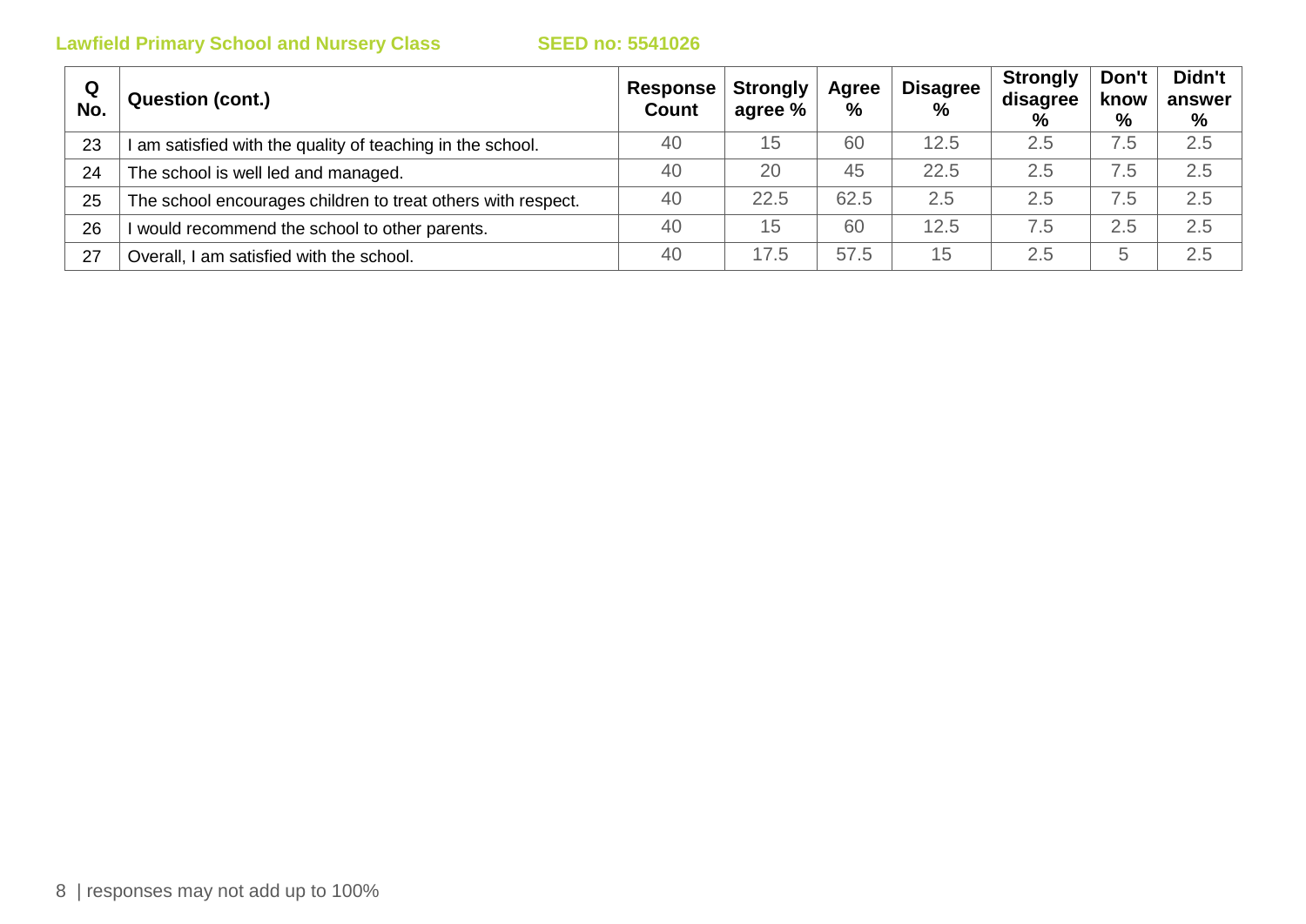**Lawfield Primary School and Nursery Class** **SEED no: 5541026**

| Q No. | Question (cont.) | Response Count | Strongly agree % | Agree % | Disagree % | Strongly disagree % | Don't know % | Didn't answer % |
|---|---|---|---|---|---|---|---|---|
| 23 | I am satisfied with the quality of teaching in the school. | 40 | 15 | 60 | 12.5 | 2.5 | 7.5 | 2.5 |
| 24 | The school is well led and managed. | 40 | 20 | 45 | 22.5 | 2.5 | 7.5 | 2.5 |
| 25 | The school encourages children to treat others with respect. | 40 | 22.5 | 62.5 | 2.5 | 2.5 | 7.5 | 2.5 |
| 26 | I would recommend the school to other parents. | 40 | 15 | 60 | 12.5 | 7.5 | 2.5 | 2.5 |
| 27 | Overall, I am satisfied with the school. | 40 | 17.5 | 57.5 | 15 | 2.5 | 5 | 2.5 |

responses may not add up to 100%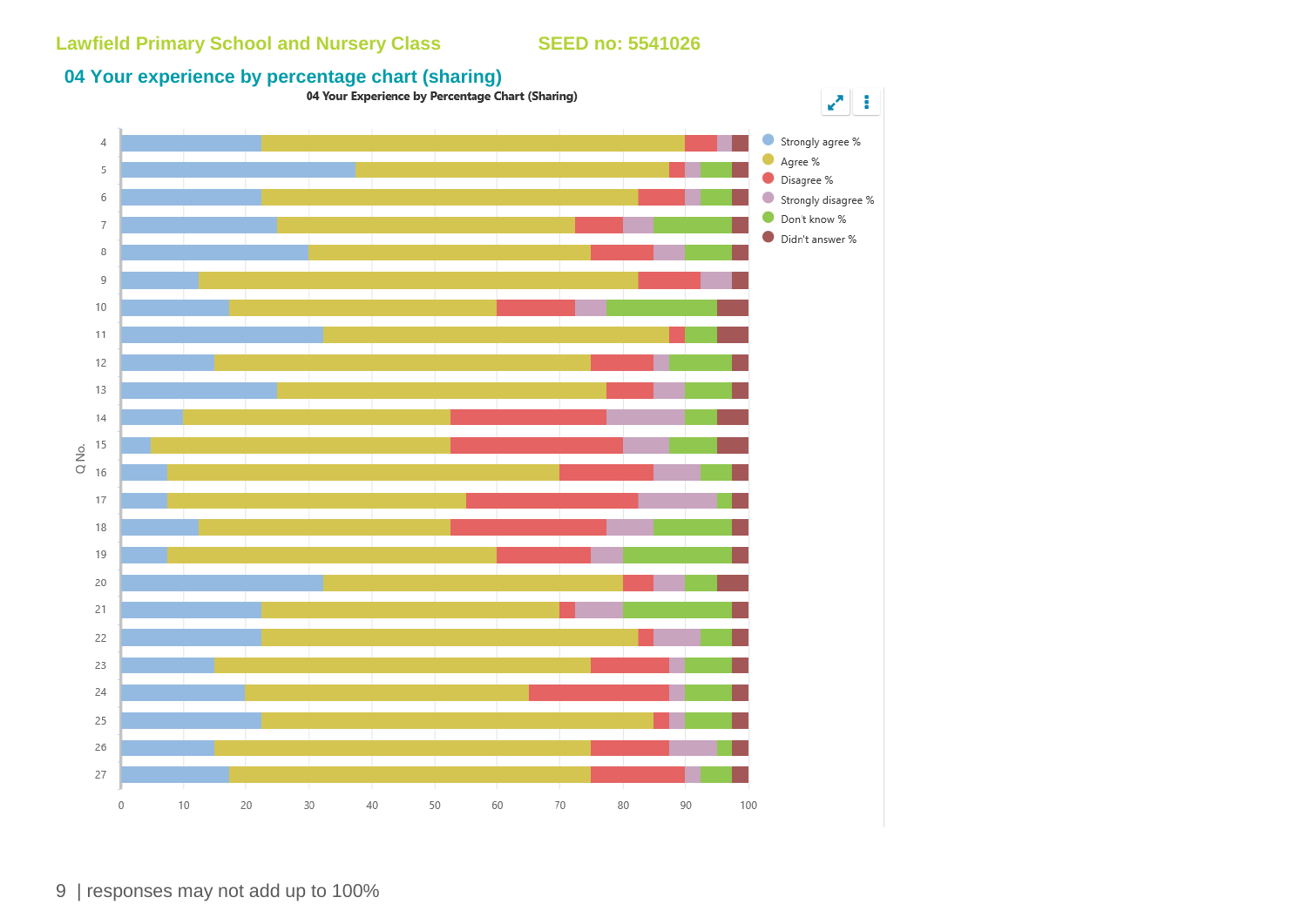Lawfield Primary School and Nursery Class SEED no: 5541026

## 04 Your experience by percentage chart (sharing)

04 Your Experience by Percentage Chart (Sharing)

Legend: Strongly agree %, Agree %, Disagree %, Strongly disagree %, Don't know %, Didn't answer %

Q No.: 4, 5, 6, 7, 8, 9, 10, 11, 12, 13, 14, 15, 16, 17, 18, 19, 20, 21, 22, 23, 24, 25, 26, 27

Axis: 0, 10, 20, 30, 40, 50, 60, 70, 80, 90, 100

| responses may not add up to 100%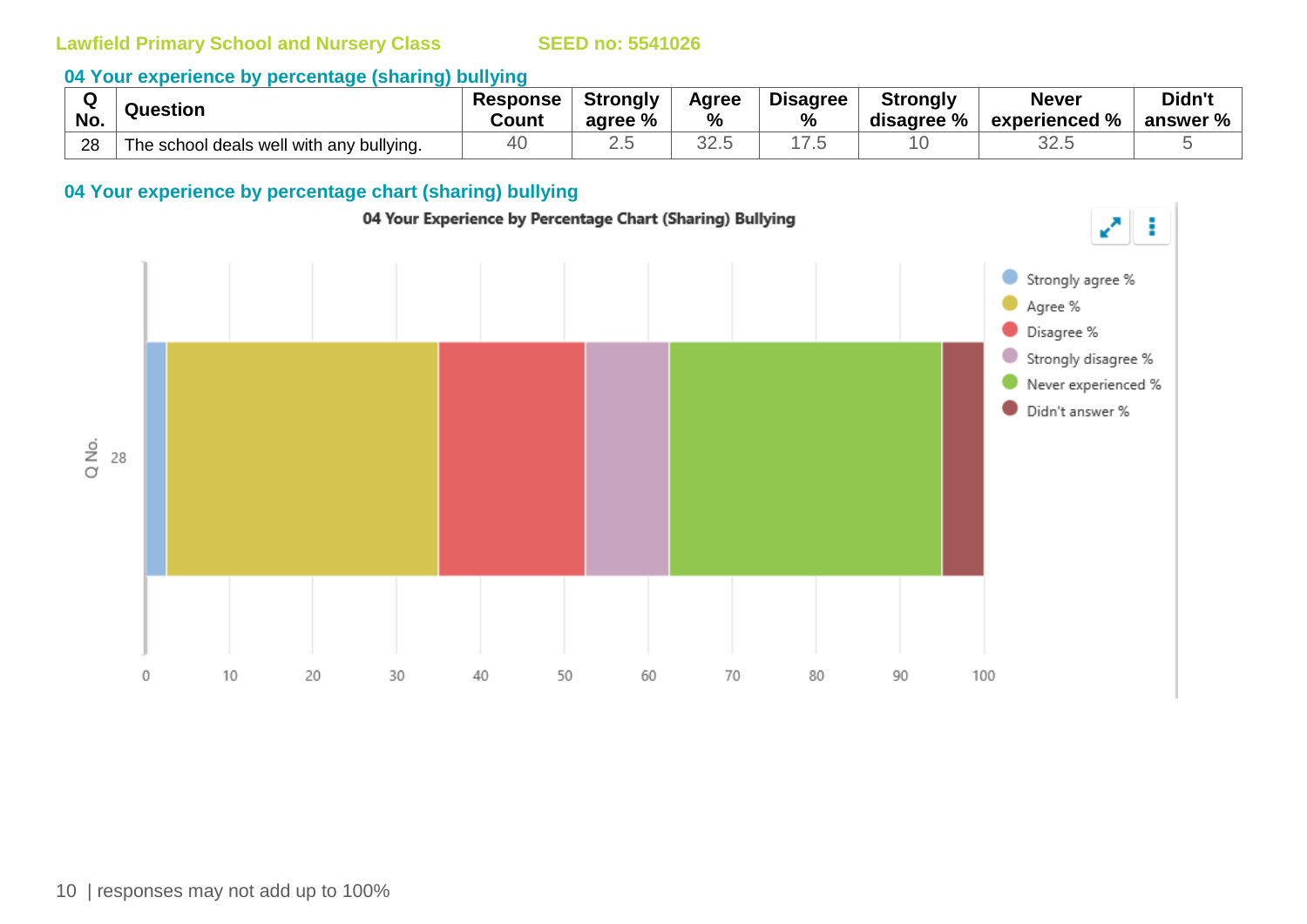Lawfield Primary School and Nursery Class SEED no: 5541026

## 04 Your experience by percentage (sharing) bullying

| Q No. | Question | Response Count | Strongly agree % | Agree % | Disagree % | Strongly disagree % | Never experienced % | Didn't answer % |
|---|---|---|---|---|---|---|---|---|
| 28 | The school deals well with any bullying. | 40 | 2.5 | 32.5 | 17.5 | 10 | 32.5 | 5 |

## 04 Your experience by percentage chart (sharing) bullying

04 Your Experience by Percentage Chart (Sharing) Bullying

responses may not add up to 100%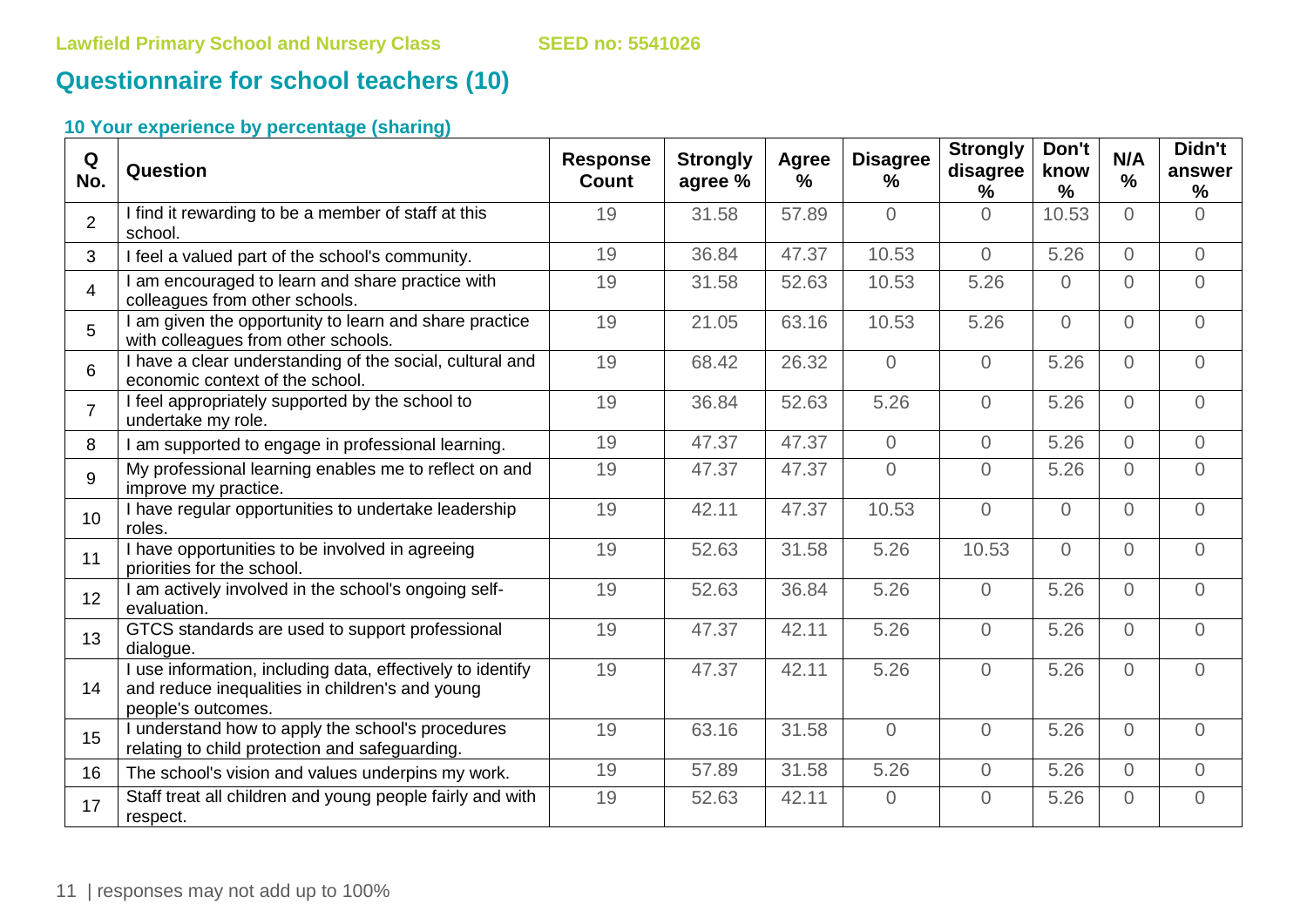Lawfield Primary School and Nursery Class SEED no: 5541026

## Questionnaire for school teachers (10)

### 10 Your experience by percentage (sharing)

| Q No. | Question | Response Count | Strongly agree % | Agree % | Disagree % | Strongly disagree % | Don't know % | N/A % | Didn't answer % |
|---|---|---|---|---|---|---|---|---|---|
| 2 | I find it rewarding to be a member of staff at this school. | 19 | 31.58 | 57.89 | 0 | 0 | 10.53 | 0 | 0 |
| 3 | I feel a valued part of the school's community. | 19 | 36.84 | 47.37 | 10.53 | 0 | 5.26 | 0 | 0 |
| 4 | I am encouraged to learn and share practice with colleagues from other schools. | 19 | 31.58 | 52.63 | 10.53 | 5.26 | 0 | 0 | 0 |
| 5 | I am given the opportunity to learn and share practice with colleagues from other schools. | 19 | 21.05 | 63.16 | 10.53 | 5.26 | 0 | 0 | 0 |
| 6 | I have a clear understanding of the social, cultural and economic context of the school. | 19 | 68.42 | 26.32 | 0 | 0 | 5.26 | 0 | 0 |
| 7 | I feel appropriately supported by the school to undertake my role. | 19 | 36.84 | 52.63 | 5.26 | 0 | 5.26 | 0 | 0 |
| 8 | I am supported to engage in professional learning. | 19 | 47.37 | 47.37 | 0 | 0 | 5.26 | 0 | 0 |
| 9 | My professional learning enables me to reflect on and improve my practice. | 19 | 47.37 | 47.37 | 0 | 0 | 5.26 | 0 | 0 |
| 10 | I have regular opportunities to undertake leadership roles. | 19 | 42.11 | 47.37 | 10.53 | 0 | 0 | 0 | 0 |
| 11 | I have opportunities to be involved in agreeing priorities for the school. | 19 | 52.63 | 31.58 | 5.26 | 10.53 | 0 | 0 | 0 |
| 12 | I am actively involved in the school's ongoing self-evaluation. | 19 | 52.63 | 36.84 | 5.26 | 0 | 5.26 | 0 | 0 |
| 13 | GTCS standards are used to support professional dialogue. | 19 | 47.37 | 42.11 | 5.26 | 0 | 5.26 | 0 | 0 |
| 14 | I use information, including data, effectively to identify and reduce inequalities in children's and young people's outcomes. | 19 | 47.37 | 42.11 | 5.26 | 0 | 5.26 | 0 | 0 |
| 15 | I understand how to apply the school's procedures relating to child protection and safeguarding. | 19 | 63.16 | 31.58 | 0 | 0 | 5.26 | 0 | 0 |
| 16 | The school's vision and values underpins my work. | 19 | 57.89 | 31.58 | 5.26 | 0 | 5.26 | 0 | 0 |
| 17 | Staff treat all children and young people fairly and with respect. | 19 | 52.63 | 42.11 | 0 | 0 | 5.26 | 0 | 0 |

responses may not add up to 100%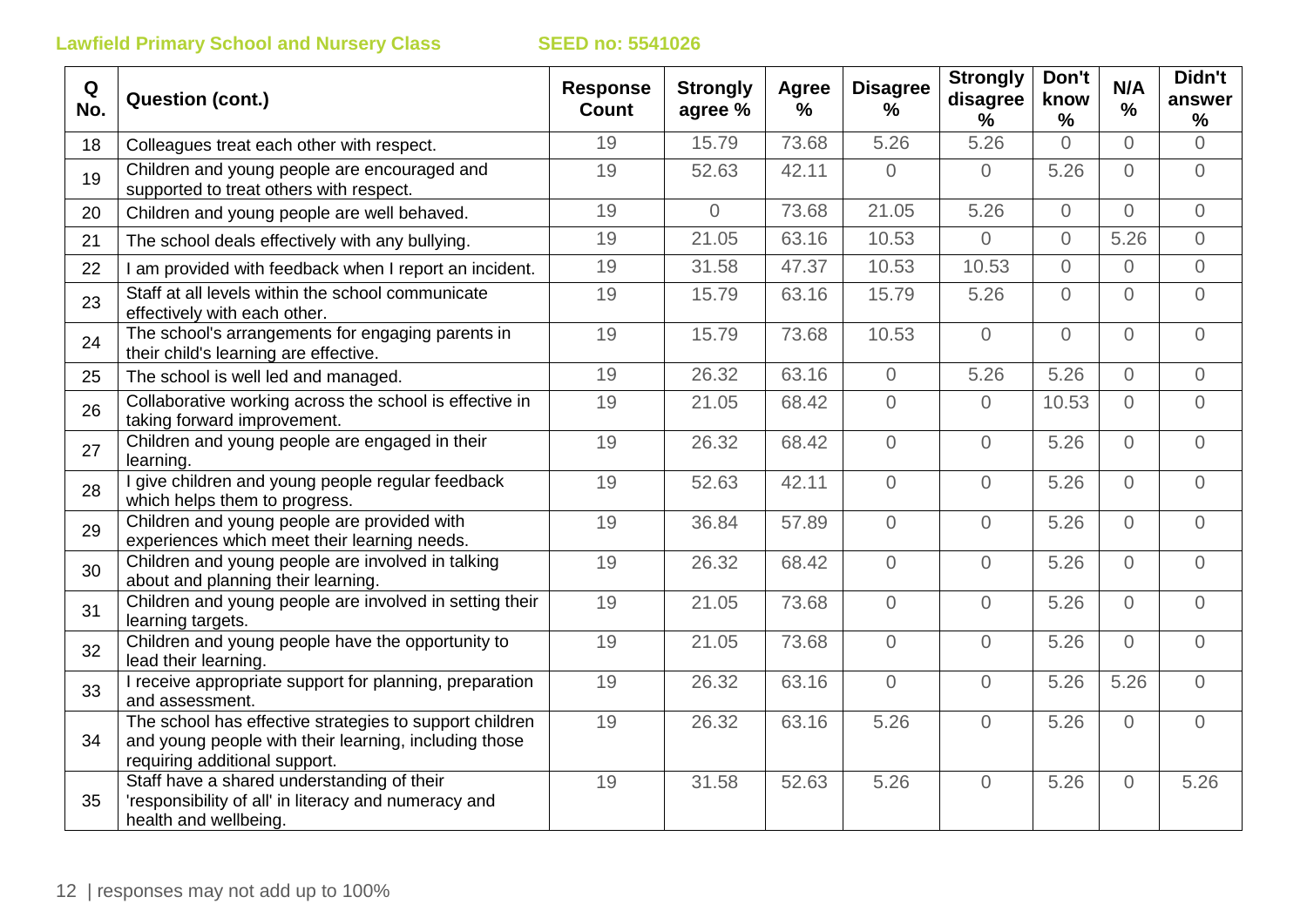Lawfield Primary School and Nursery Class SEED no: 5541026

| Q No. | Question (cont.) | Response Count | Strongly agree % | Agree % | Disagree % | Strongly disagree % | Don't know % | N/A % | Didn't answer % |
|---|---|---|---|---|---|---|---|---|---|
| 18 | Colleagues treat each other with respect. | 19 | 15.79 | 73.68 | 5.26 | 5.26 | 0 | 0 | 0 |
| 19 | Children and young people are encouraged and supported to treat others with respect. | 19 | 52.63 | 42.11 | 0 | 0 | 5.26 | 0 | 0 |
| 20 | Children and young people are well behaved. | 19 | 0 | 73.68 | 21.05 | 5.26 | 0 | 0 | 0 |
| 21 | The school deals effectively with any bullying. | 19 | 21.05 | 63.16 | 10.53 | 0 | 0 | 5.26 | 0 |
| 22 | I am provided with feedback when I report an incident. | 19 | 31.58 | 47.37 | 10.53 | 10.53 | 0 | 0 | 0 |
| 23 | Staff at all levels within the school communicate effectively with each other. | 19 | 15.79 | 63.16 | 15.79 | 5.26 | 0 | 0 | 0 |
| 24 | The school's arrangements for engaging parents in their child's learning are effective. | 19 | 15.79 | 73.68 | 10.53 | 0 | 0 | 0 | 0 |
| 25 | The school is well led and managed. | 19 | 26.32 | 63.16 | 0 | 5.26 | 5.26 | 0 | 0 |
| 26 | Collaborative working across the school is effective in taking forward improvement. | 19 | 21.05 | 68.42 | 0 | 0 | 10.53 | 0 | 0 |
| 27 | Children and young people are engaged in their learning. | 19 | 26.32 | 68.42 | 0 | 0 | 5.26 | 0 | 0 |
| 28 | I give children and young people regular feedback which helps them to progress. | 19 | 52.63 | 42.11 | 0 | 0 | 5.26 | 0 | 0 |
| 29 | Children and young people are provided with experiences which meet their learning needs. | 19 | 36.84 | 57.89 | 0 | 0 | 5.26 | 0 | 0 |
| 30 | Children and young people are involved in talking about and planning their learning. | 19 | 26.32 | 68.42 | 0 | 0 | 5.26 | 0 | 0 |
| 31 | Children and young people are involved in setting their learning targets. | 19 | 21.05 | 73.68 | 0 | 0 | 5.26 | 0 | 0 |
| 32 | Children and young people have the opportunity to lead their learning. | 19 | 21.05 | 73.68 | 0 | 0 | 5.26 | 0 | 0 |
| 33 | I receive appropriate support for planning, preparation and assessment. | 19 | 26.32 | 63.16 | 0 | 0 | 5.26 | 5.26 | 0 |
| 34 | The school has effective strategies to support children and young people with their learning, including those requiring additional support. | 19 | 26.32 | 63.16 | 5.26 | 0 | 5.26 | 0 | 0 |
| 35 | Staff have a shared understanding of their 'responsibility of all' in literacy and numeracy and health and wellbeing. | 19 | 31.58 | 52.63 | 5.26 | 0 | 5.26 | 0 | 5.26 |

responses may not add up to 100%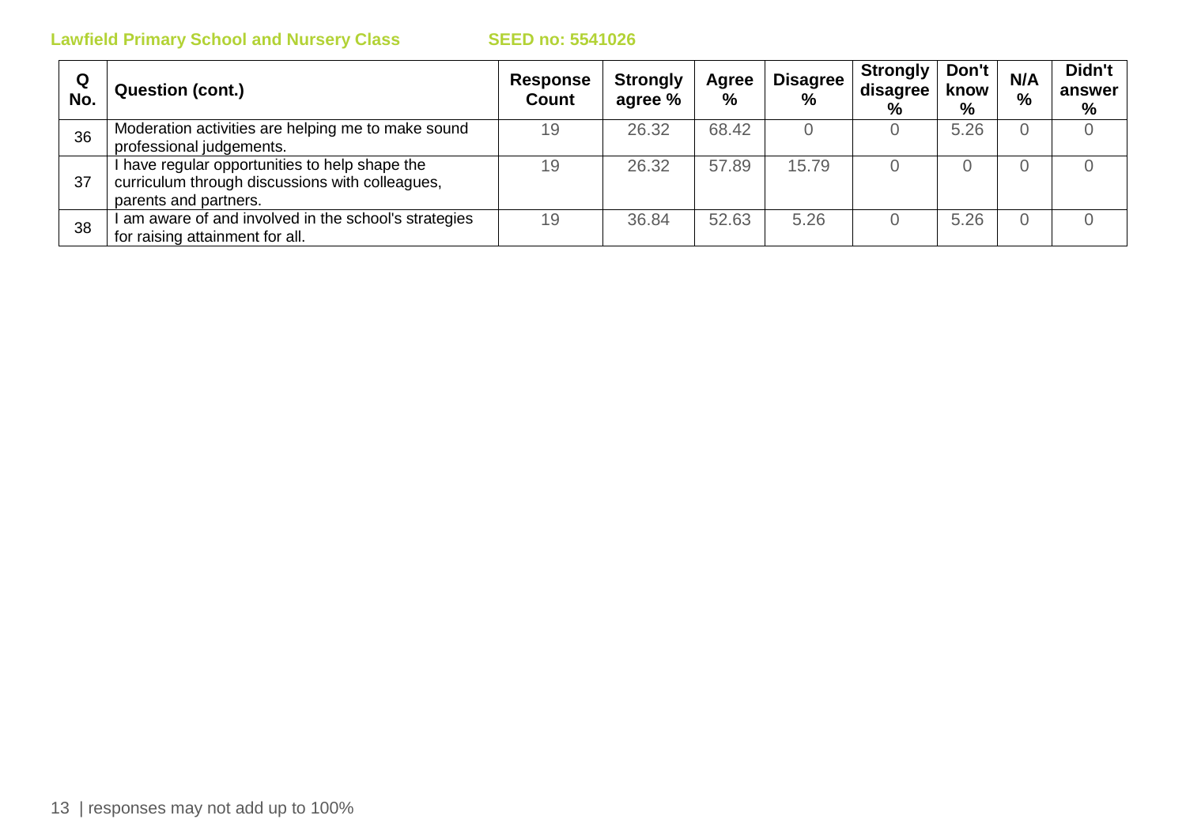| Q No. | Question (cont.) | Response Count | Strongly agree % | Agree % | Disagree % | Strongly disagree % | Don't know % | N/A % | Didn't answer % |
|---|---|---|---|---|---|---|---|---|---|
| 36 | Moderation activities are helping me to make sound professional judgements. | 19 | 26.32 | 68.42 | 0 | 0 | 5.26 | 0 | 0 |
| 37 | I have regular opportunities to help shape the curriculum through discussions with colleagues, parents and partners. | 19 | 26.32 | 57.89 | 15.79 | 0 | 0 | 0 | 0 |
| 38 | I am aware of and involved in the school's strategies for raising attainment for all. | 19 | 36.84 | 52.63 | 5.26 | 0 | 5.26 | 0 | 0 |

responses may not add up to 100%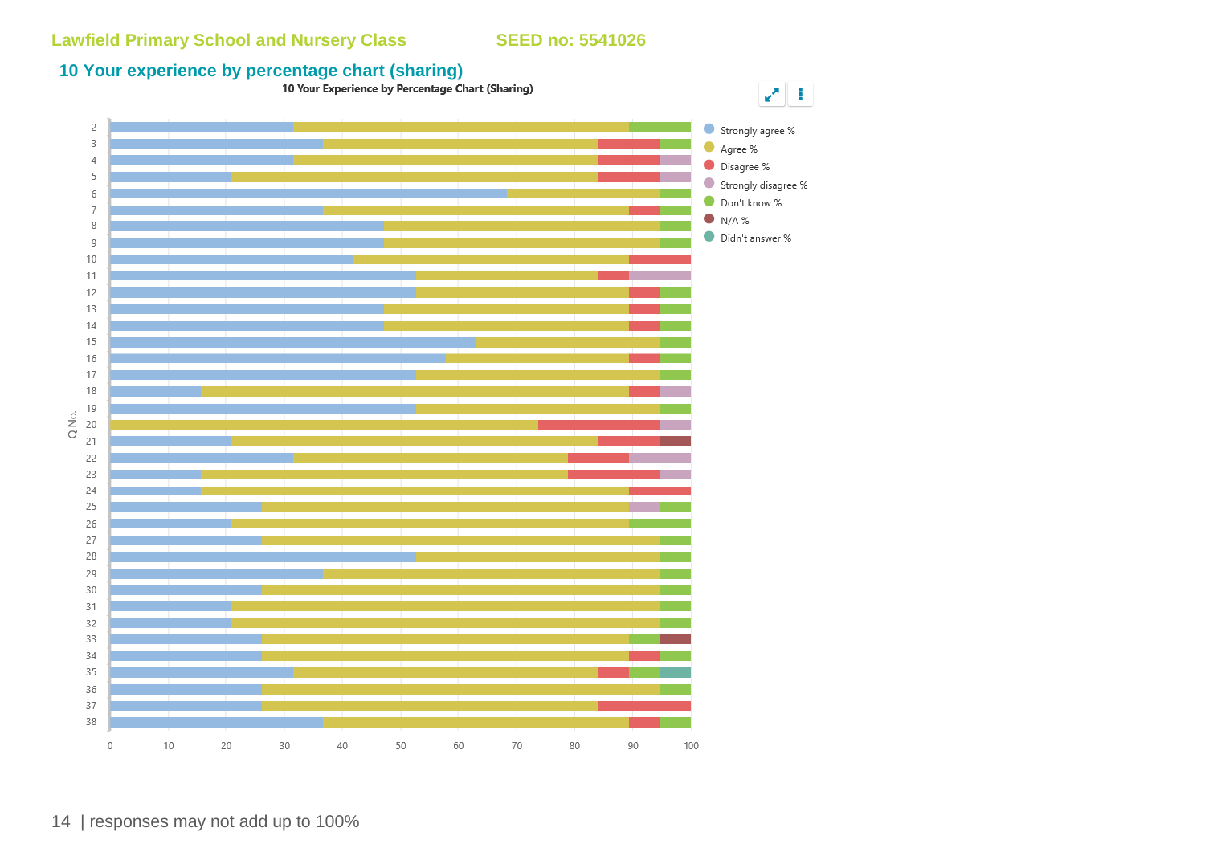Lawfield Primary School and Nursery Class SEED no: 5541026

## 10 Your experience by percentage chart (sharing)

10 Your Experience by Percentage Chart (Sharing)

Q No.

2
3
4
5
6
7
8
9
10
11
12
13
14
15
16
17
18
19
20
21
22
23
24
25
26
27
28
29
30
31
32
33
34
35
36
37
38

0 10 20 30 40 50 60 70 80 90 100

Strongly agree %
Agree %
Disagree %
Strongly disagree %
Don't know %
N/A %
Didn't answer %

| responses may not add up to 100%